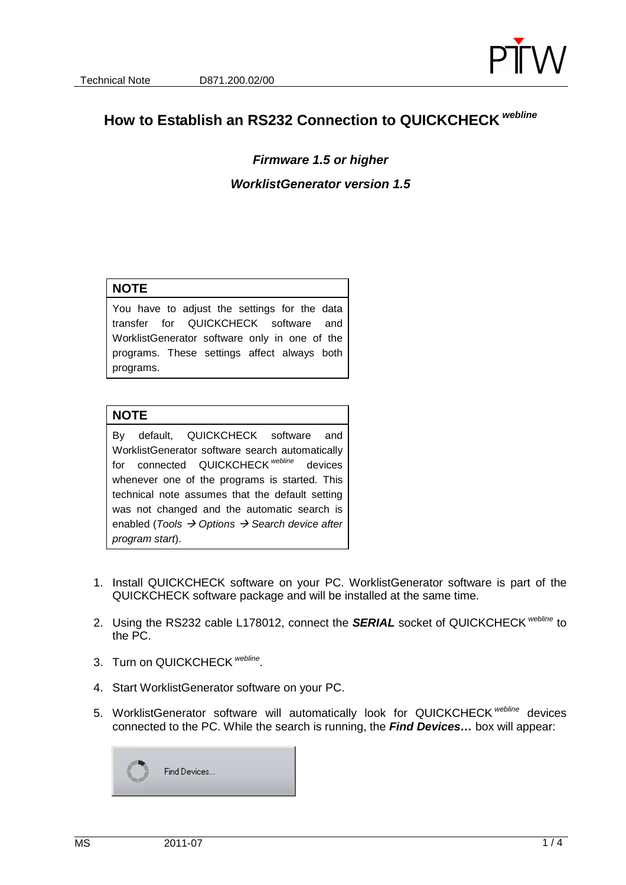# How to Establish an RS232 Connection to QUICKCHECK *webline*

***Firmware 1.5 or higher***

***WorklistGenerator version 1.5***

| **NOTE** |
|---|
| You have to adjust the settings for the data transfer for QUICKCHECK software and WorklistGenerator software only in one of the programs. These settings affect always both programs. |

| **NOTE** |
|---|
| By default, QUICKCHECK software and WorklistGenerator software search automatically for connected QUICKCHECK *webline* devices whenever one of the programs is started. This technical note assumes that the default setting was not changed and the automatic search is enabled (*Tools → Options → Search device after program start*). |

1. Install QUICKCHECK software on your PC. WorklistGenerator software is part of the QUICKCHECK software package and will be installed at the same time.
2. Using the RS232 cable L178012, connect the ***SERIAL*** socket of QUICKCHECK *webline* to the PC.
3. Turn on QUICKCHECK *webline*.
4. Start WorklistGenerator software on your PC.
5. WorklistGenerator software will automatically look for QUICKCHECK *webline* devices connected to the PC. While the search is running, the ***Find Devices…*** box will appear:

Find Devices...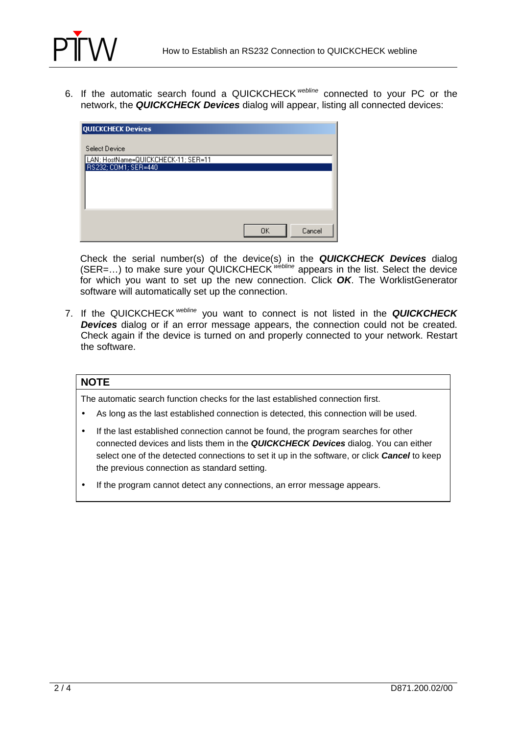6. If the automatic search found a QUICKCHECK *webline* connected to your PC or the network, the ***QUICKCHECK Devices*** dialog will appear, listing all connected devices:

   Check the serial number(s) of the device(s) in the ***QUICKCHECK Devices*** dialog (SER=…) to make sure your QUICKCHECK *webline* appears in the list. Select the device for which you want to set up the new connection. Click ***OK***. The WorklistGenerator software will automatically set up the connection.

7. If the QUICKCHECK *webline* you want to connect is not listed in the ***QUICKCHECK Devices*** dialog or if an error message appears, the connection could not be created. Check again if the device is turned on and properly connected to your network. Restart the software.

**NOTE**

The automatic search function checks for the last established connection first.

- As long as the last established connection is detected, this connection will be used.
- If the last established connection cannot be found, the program searches for other connected devices and lists them in the ***QUICKCHECK Devices*** dialog. You can either select one of the detected connections to set it up in the software, or click ***Cancel*** to keep the previous connection as standard setting.
- If the program cannot detect any connections, an error message appears.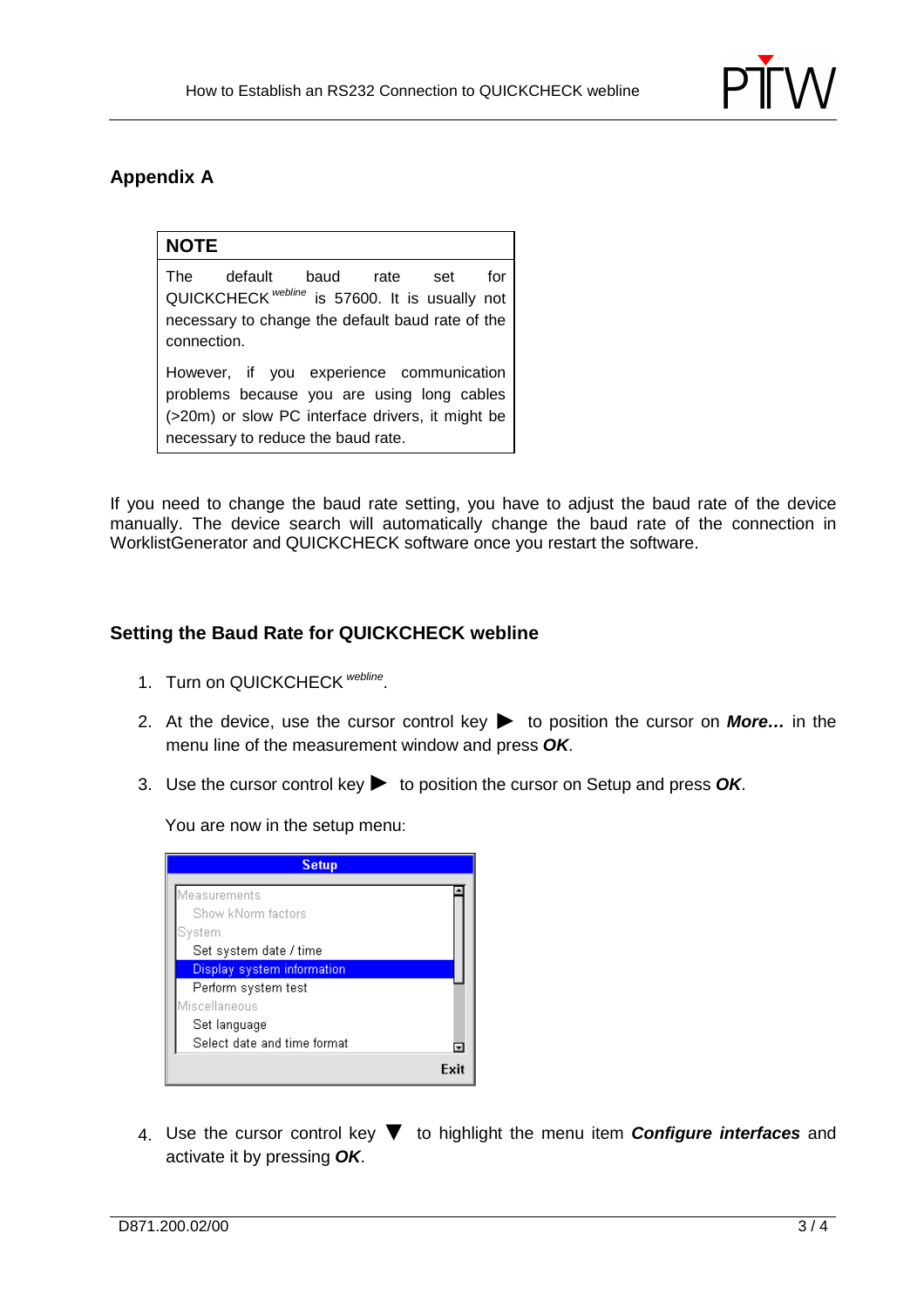## Appendix A

| NOTE |
|---|
| The default baud rate set for QUICKCHECK *webline* is 57600. It is usually not necessary to change the default baud rate of the connection.<br><br>However, if you experience communication problems because you are using long cables (>20m) or slow PC interface drivers, it might be necessary to reduce the baud rate. |

If you need to change the baud rate setting, you have to adjust the baud rate of the device manually. The device search will automatically change the baud rate of the connection in WorklistGenerator and QUICKCHECK software once you restart the software.

## Setting the Baud Rate for QUICKCHECK webline

1. Turn on QUICKCHECK *webline*.
2. At the device, use the cursor control key ▶ to position the cursor on ***More…*** in the menu line of the measurement window and press ***OK***.
3. Use the cursor control key ▶ to position the cursor on Setup and press ***OK***.

   You are now in the setup menu:

   Setup
   - Measurements
     - Show kNorm factors
   - System
     - Set system date / time
     - Display system information
     - Perform system test
   - Miscellaneous
     - Set language
     - Select date and time format

   Exit

4. Use the cursor control key ▼ to highlight the menu item ***Configure interfaces*** and activate it by pressing ***OK***.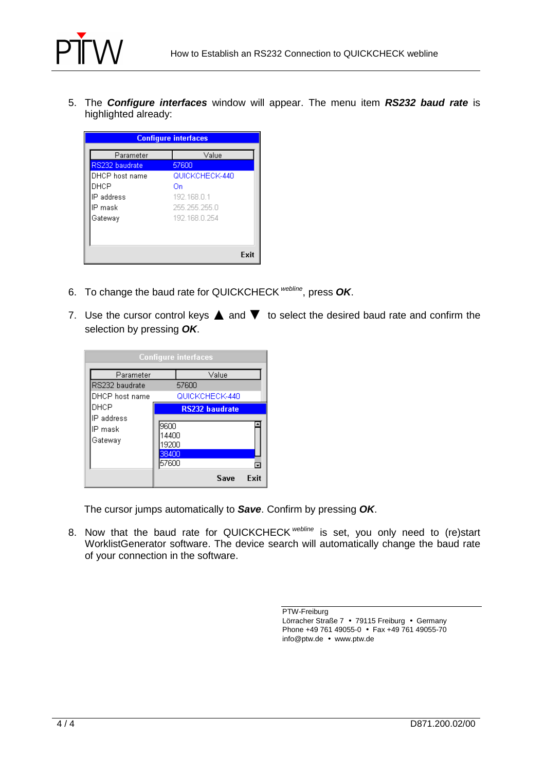5. The ***Configure interfaces*** window will appear. The menu item ***RS232 baud rate*** is highlighted already:

| Parameter | Value |
| --- | --- |
| RS232 baudrate | 57600 |
| DHCP host name | QUICKCHECK-440 |
| DHCP | On |
| IP address | 192.168.0.1 |
| IP mask | 255.255.255.0 |
| Gateway | 192.168.0.254 |

6. To change the baud rate for QUICKCHECK *webline*, press ***OK***.

7. Use the cursor control keys ▲ and ▼ to select the desired baud rate and confirm the selection by pressing ***OK***.

   RS232 baudrate: 9600, 14400, 19200, 38400, 57600 — Save / Exit

   The cursor jumps automatically to ***Save***. Confirm by pressing ***OK***.

8. Now that the baud rate for QUICKCHECK *webline* is set, you only need to (re)start WorklistGenerator software. The device search will automatically change the baud rate of your connection in the software.

PTW-Freiburg
Lörracher Straße 7 • 79115 Freiburg • Germany
Phone +49 761 49055-0 • Fax +49 761 49055-70
info@ptw.de • www.ptw.de

D871.200.02/00